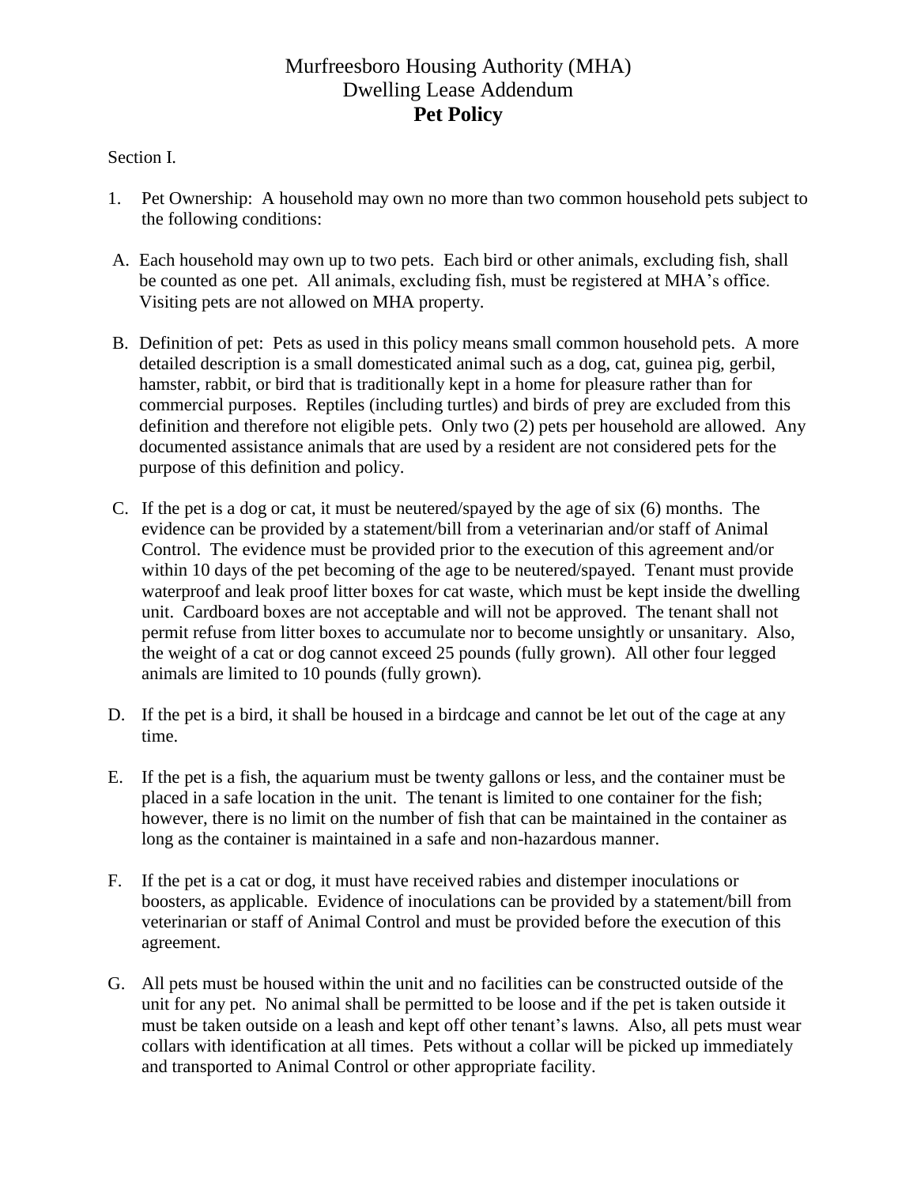# Murfreesboro Housing Authority (MHA)
## Dwelling Lease Addendum
## **Pet Policy**

Section I.

1. Pet Ownership: A household may own no more than two common household pets subject to the following conditions:

A. Each household may own up to two pets. Each bird or other animals, excluding fish, shall be counted as one pet. All animals, excluding fish, must be registered at MHA's office. Visiting pets are not allowed on MHA property.

B. Definition of pet: Pets as used in this policy means small common household pets. A more detailed description is a small domesticated animal such as a dog, cat, guinea pig, gerbil, hamster, rabbit, or bird that is traditionally kept in a home for pleasure rather than for commercial purposes. Reptiles (including turtles) and birds of prey are excluded from this definition and therefore not eligible pets. Only two (2) pets per household are allowed. Any documented assistance animals that are used by a resident are not considered pets for the purpose of this definition and policy.

C. If the pet is a dog or cat, it must be neutered/spayed by the age of six (6) months. The evidence can be provided by a statement/bill from a veterinarian and/or staff of Animal Control. The evidence must be provided prior to the execution of this agreement and/or within 10 days of the pet becoming of the age to be neutered/spayed. Tenant must provide waterproof and leak proof litter boxes for cat waste, which must be kept inside the dwelling unit. Cardboard boxes are not acceptable and will not be approved. The tenant shall not permit refuse from litter boxes to accumulate nor to become unsightly or unsanitary. Also, the weight of a cat or dog cannot exceed 25 pounds (fully grown). All other four legged animals are limited to 10 pounds (fully grown).

D. If the pet is a bird, it shall be housed in a birdcage and cannot be let out of the cage at any time.

E. If the pet is a fish, the aquarium must be twenty gallons or less, and the container must be placed in a safe location in the unit. The tenant is limited to one container for the fish; however, there is no limit on the number of fish that can be maintained in the container as long as the container is maintained in a safe and non-hazardous manner.

F. If the pet is a cat or dog, it must have received rabies and distemper inoculations or boosters, as applicable. Evidence of inoculations can be provided by a statement/bill from veterinarian or staff of Animal Control and must be provided before the execution of this agreement.

G. All pets must be housed within the unit and no facilities can be constructed outside of the unit for any pet. No animal shall be permitted to be loose and if the pet is taken outside it must be taken outside on a leash and kept off other tenant's lawns. Also, all pets must wear collars with identification at all times. Pets without a collar will be picked up immediately and transported to Animal Control or other appropriate facility.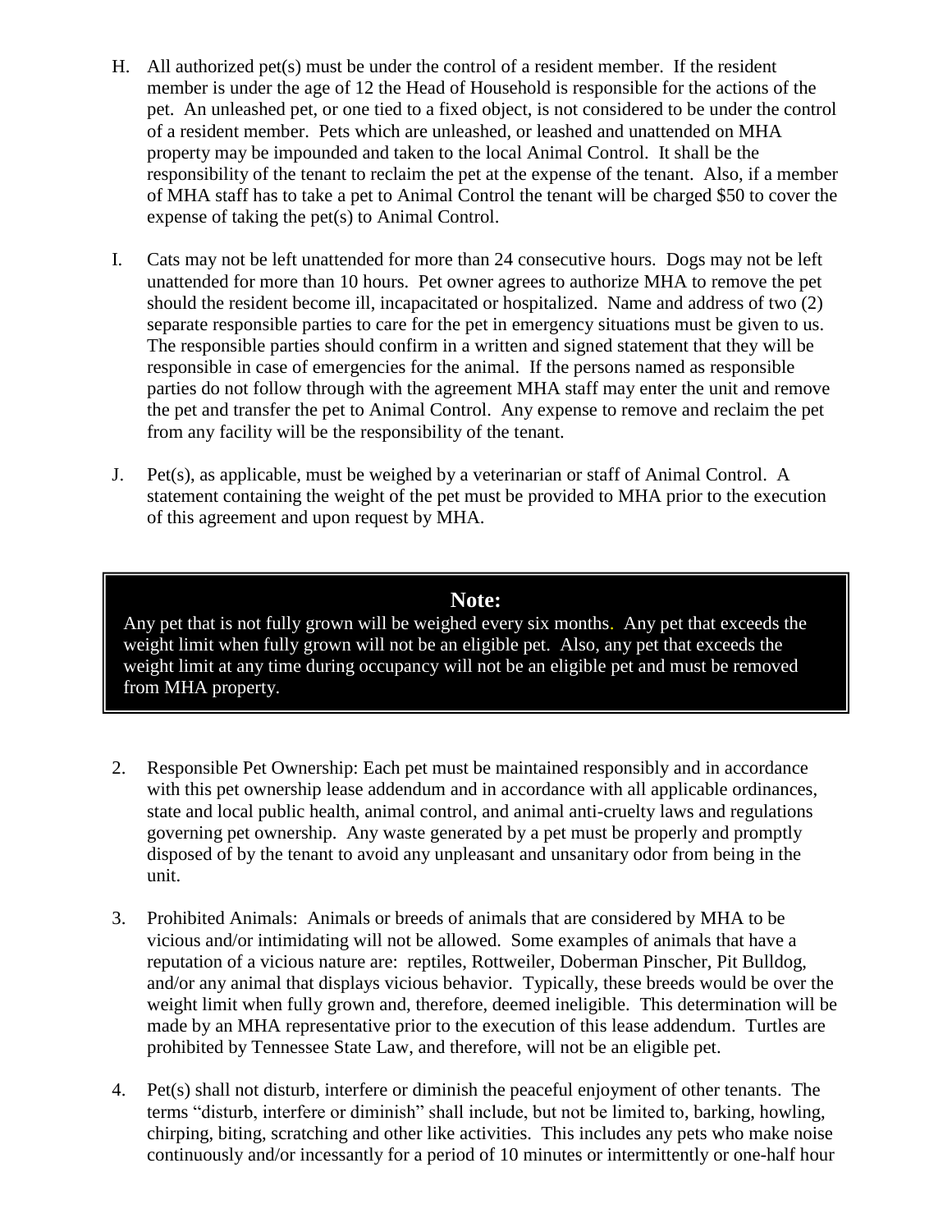H. All authorized pet(s) must be under the control of a resident member. If the resident member is under the age of 12 the Head of Household is responsible for the actions of the pet. An unleashed pet, or one tied to a fixed object, is not considered to be under the control of a resident member. Pets which are unleashed, or leashed and unattended on MHA property may be impounded and taken to the local Animal Control. It shall be the responsibility of the tenant to reclaim the pet at the expense of the tenant. Also, if a member of MHA staff has to take a pet to Animal Control the tenant will be charged $50 to cover the expense of taking the pet(s) to Animal Control.

I. Cats may not be left unattended for more than 24 consecutive hours. Dogs may not be left unattended for more than 10 hours. Pet owner agrees to authorize MHA to remove the pet should the resident become ill, incapacitated or hospitalized. Name and address of two (2) separate responsible parties to care for the pet in emergency situations must be given to us. The responsible parties should confirm in a written and signed statement that they will be responsible in case of emergencies for the animal. If the persons named as responsible parties do not follow through with the agreement MHA staff may enter the unit and remove the pet and transfer the pet to Animal Control. Any expense to remove and reclaim the pet from any facility will be the responsibility of the tenant.

J. Pet(s), as applicable, must be weighed by a veterinarian or staff of Animal Control. A statement containing the weight of the pet must be provided to MHA prior to the execution of this agreement and upon request by MHA.

**Note:**

Any pet that is not fully grown will be weighed every six months. Any pet that exceeds the weight limit when fully grown will not be an eligible pet. Also, any pet that exceeds the weight limit at any time during occupancy will not be an eligible pet and must be removed from MHA property.

2. Responsible Pet Ownership: Each pet must be maintained responsibly and in accordance with this pet ownership lease addendum and in accordance with all applicable ordinances, state and local public health, animal control, and animal anti-cruelty laws and regulations governing pet ownership. Any waste generated by a pet must be properly and promptly disposed of by the tenant to avoid any unpleasant and unsanitary odor from being in the unit.

3. Prohibited Animals: Animals or breeds of animals that are considered by MHA to be vicious and/or intimidating will not be allowed. Some examples of animals that have a reputation of a vicious nature are: reptiles, Rottweiler, Doberman Pinscher, Pit Bulldog, and/or any animal that displays vicious behavior. Typically, these breeds would be over the weight limit when fully grown and, therefore, deemed ineligible. This determination will be made by an MHA representative prior to the execution of this lease addendum. Turtles are prohibited by Tennessee State Law, and therefore, will not be an eligible pet.

4. Pet(s) shall not disturb, interfere or diminish the peaceful enjoyment of other tenants. The terms "disturb, interfere or diminish" shall include, but not be limited to, barking, howling, chirping, biting, scratching and other like activities. This includes any pets who make noise continuously and/or incessantly for a period of 10 minutes or intermittently or one-half hour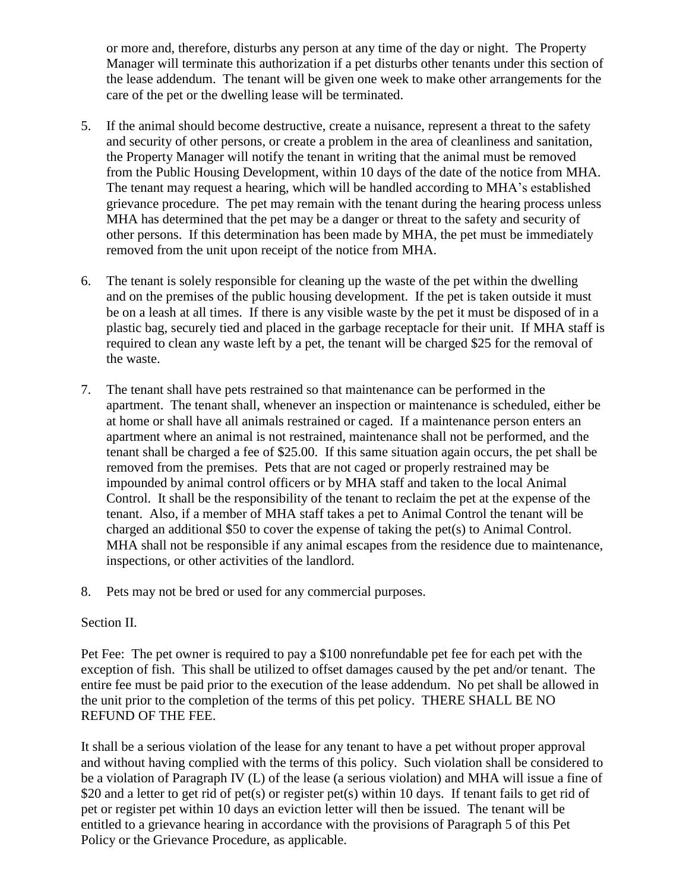or more and, therefore, disturbs any person at any time of the day or night. The Property Manager will terminate this authorization if a pet disturbs other tenants under this section of the lease addendum. The tenant will be given one week to make other arrangements for the care of the pet or the dwelling lease will be terminated.

5. If the animal should become destructive, create a nuisance, represent a threat to the safety and security of other persons, or create a problem in the area of cleanliness and sanitation, the Property Manager will notify the tenant in writing that the animal must be removed from the Public Housing Development, within 10 days of the date of the notice from MHA. The tenant may request a hearing, which will be handled according to MHA's established grievance procedure. The pet may remain with the tenant during the hearing process unless MHA has determined that the pet may be a danger or threat to the safety and security of other persons. If this determination has been made by MHA, the pet must be immediately removed from the unit upon receipt of the notice from MHA.

6. The tenant is solely responsible for cleaning up the waste of the pet within the dwelling and on the premises of the public housing development. If the pet is taken outside it must be on a leash at all times. If there is any visible waste by the pet it must be disposed of in a plastic bag, securely tied and placed in the garbage receptacle for their unit. If MHA staff is required to clean any waste left by a pet, the tenant will be charged $25 for the removal of the waste.

7. The tenant shall have pets restrained so that maintenance can be performed in the apartment. The tenant shall, whenever an inspection or maintenance is scheduled, either be at home or shall have all animals restrained or caged. If a maintenance person enters an apartment where an animal is not restrained, maintenance shall not be performed, and the tenant shall be charged a fee of $25.00. If this same situation again occurs, the pet shall be removed from the premises. Pets that are not caged or properly restrained may be impounded by animal control officers or by MHA staff and taken to the local Animal Control. It shall be the responsibility of the tenant to reclaim the pet at the expense of the tenant. Also, if a member of MHA staff takes a pet to Animal Control the tenant will be charged an additional $50 to cover the expense of taking the pet(s) to Animal Control. MHA shall not be responsible if any animal escapes from the residence due to maintenance, inspections, or other activities of the landlord.

8. Pets may not be bred or used for any commercial purposes.

Section II.

Pet Fee: The pet owner is required to pay a $100 nonrefundable pet fee for each pet with the exception of fish. This shall be utilized to offset damages caused by the pet and/or tenant. The entire fee must be paid prior to the execution of the lease addendum. No pet shall be allowed in the unit prior to the completion of the terms of this pet policy. THERE SHALL BE NO REFUND OF THE FEE.

It shall be a serious violation of the lease for any tenant to have a pet without proper approval and without having complied with the terms of this policy. Such violation shall be considered to be a violation of Paragraph IV (L) of the lease (a serious violation) and MHA will issue a fine of $20 and a letter to get rid of pet(s) or register pet(s) within 10 days. If tenant fails to get rid of pet or register pet within 10 days an eviction letter will then be issued. The tenant will be entitled to a grievance hearing in accordance with the provisions of Paragraph 5 of this Pet Policy or the Grievance Procedure, as applicable.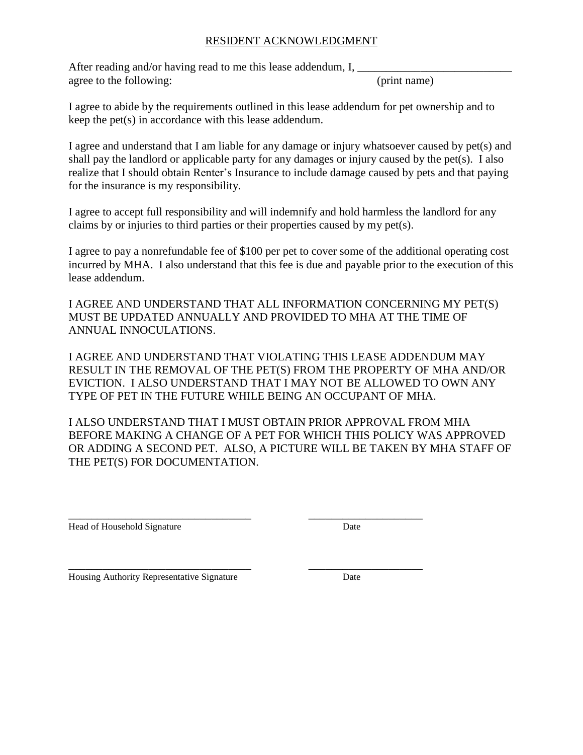## RESIDENT ACKNOWLEDGMENT

After reading and/or having read to me this lease addendum, I, ___________________________ (print name) agree to the following:

I agree to abide by the requirements outlined in this lease addendum for pet ownership and to keep the pet(s) in accordance with this lease addendum.

I agree and understand that I am liable for any damage or injury whatsoever caused by pet(s) and shall pay the landlord or applicable party for any damages or injury caused by the pet(s). I also realize that I should obtain Renter's Insurance to include damage caused by pets and that paying for the insurance is my responsibility.

I agree to accept full responsibility and will indemnify and hold harmless the landlord for any claims by or injuries to third parties or their properties caused by my pet(s).

I agree to pay a nonrefundable fee of $100 per pet to cover some of the additional operating cost incurred by MHA. I also understand that this fee is due and payable prior to the execution of this lease addendum.

I AGREE AND UNDERSTAND THAT ALL INFORMATION CONCERNING MY PET(S) MUST BE UPDATED ANNUALLY AND PROVIDED TO MHA AT THE TIME OF ANNUAL INNOCULATIONS.

I AGREE AND UNDERSTAND THAT VIOLATING THIS LEASE ADDENDUM MAY RESULT IN THE REMOVAL OF THE PET(S) FROM THE PROPERTY OF MHA AND/OR EVICTION. I ALSO UNDERSTAND THAT I MAY NOT BE ALLOWED TO OWN ANY TYPE OF PET IN THE FUTURE WHILE BEING AN OCCUPANT OF MHA.

I ALSO UNDERSTAND THAT I MUST OBTAIN PRIOR APPROVAL FROM MHA BEFORE MAKING A CHANGE OF A PET FOR WHICH THIS POLICY WAS APPROVED OR ADDING A SECOND PET. ALSO, A PICTURE WILL BE TAKEN BY MHA STAFF OF THE PET(S) FOR DOCUMENTATION.

___________________________________ ______________________

Head of Household Signature Date

___________________________________ ______________________

Housing Authority Representative Signature Date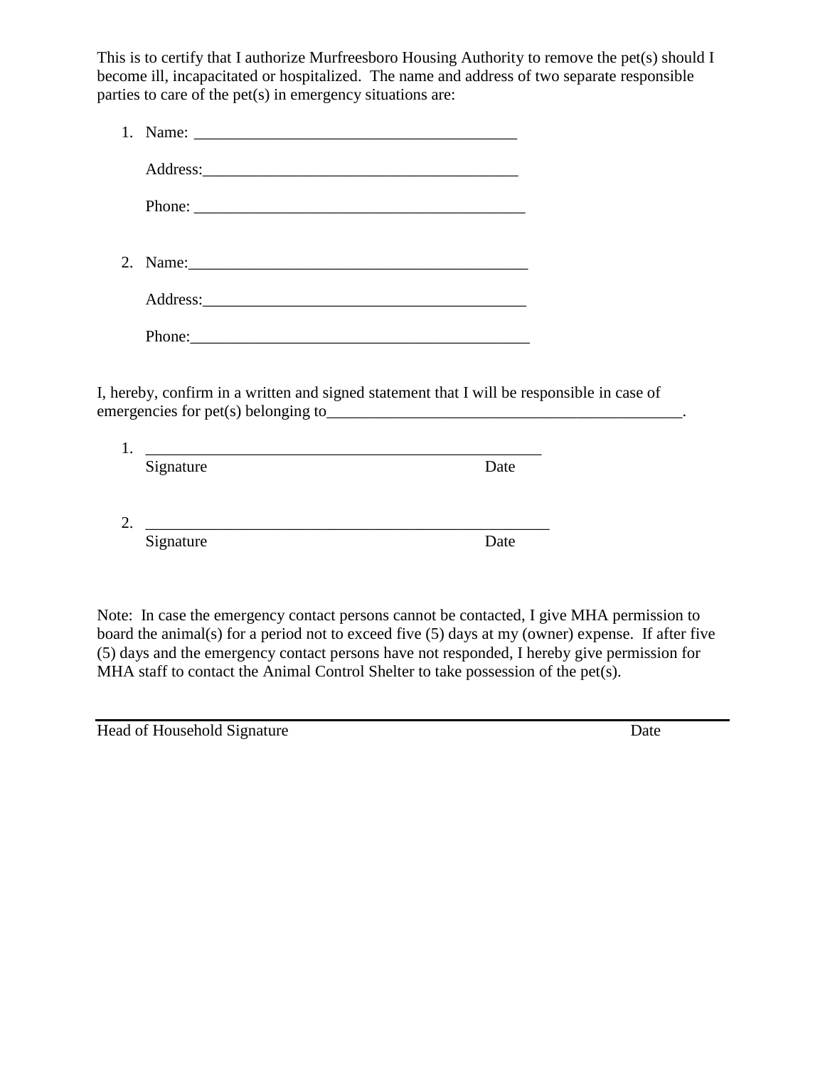This is to certify that I authorize Murfreesboro Housing Authority to remove the pet(s) should I become ill, incapacitated or hospitalized. The name and address of two separate responsible parties to care of the pet(s) in emergency situations are:

1. Name: ________________________________________

   Address:_______________________________________

   Phone: _________________________________________

2. Name:__________________________________________

   Address:_________________________________________

   Phone:__________________________________________

I, hereby, confirm in a written and signed statement that I will be responsible in case of emergencies for pet(s) belonging to_____________________________________________.

1. ________________________________________________
   Signature                                                        Date

2. _________________________________________________
   Signature                                                        Date

Note: In case the emergency contact persons cannot be contacted, I give MHA permission to board the animal(s) for a period not to exceed five (5) days at my (owner) expense. If after five (5) days and the emergency contact persons have not responded, I hereby give permission for MHA staff to contact the Animal Control Shelter to take possession of the pet(s).

_____________________________________________________________________________
Head of Household Signature                                                                                  Date